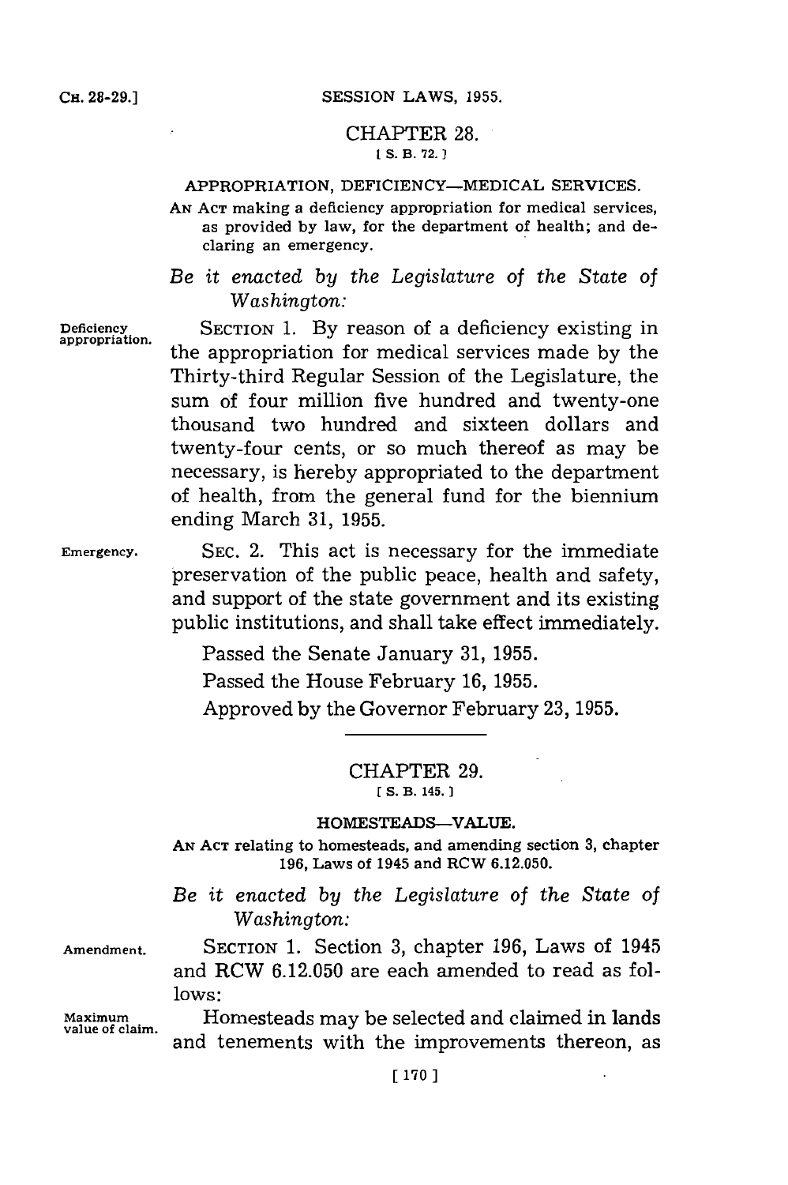## CHAPTER 28.

[ S. B. 72. ]

### APPROPRIATION, DEFICIENCY—MEDICAL SERVICES.

AN ACT making a deficiency appropriation for medical services, as provided by law, for the department of health; and declaring an emergency.

*Be it enacted by the Legislature of the State of Washington:*

Deficiency appropriation.

SECTION 1. By reason of a deficiency existing in the appropriation for medical services made by the Thirty-third Regular Session of the Legislature, the sum of four million five hundred and twenty-one thousand two hundred and sixteen dollars and twenty-four cents, or so much thereof as may be necessary, is hereby appropriated to the department of health, from the general fund for the biennium ending March 31, 1955.

Emergency.

SEC. 2. This act is necessary for the immediate preservation of the public peace, health and safety, and support of the state government and its existing public institutions, and shall take effect immediately.

Passed the Senate January 31, 1955.

Passed the House February 16, 1955.

Approved by the Governor February 23, 1955.

---

## CHAPTER 29.

[ S. B. 145. ]

### HOMESTEADS—VALUE.

AN ACT relating to homesteads, and amending section 3, chapter 196, Laws of 1945 and RCW 6.12.050.

*Be it enacted by the Legislature of the State of Washington:*

Amendment.

SECTION 1. Section 3, chapter 196, Laws of 1945 and RCW 6.12.050 are each amended to read as follows:

Maximum value of claim.

Homesteads may be selected and claimed in lands and tenements with the improvements thereon, as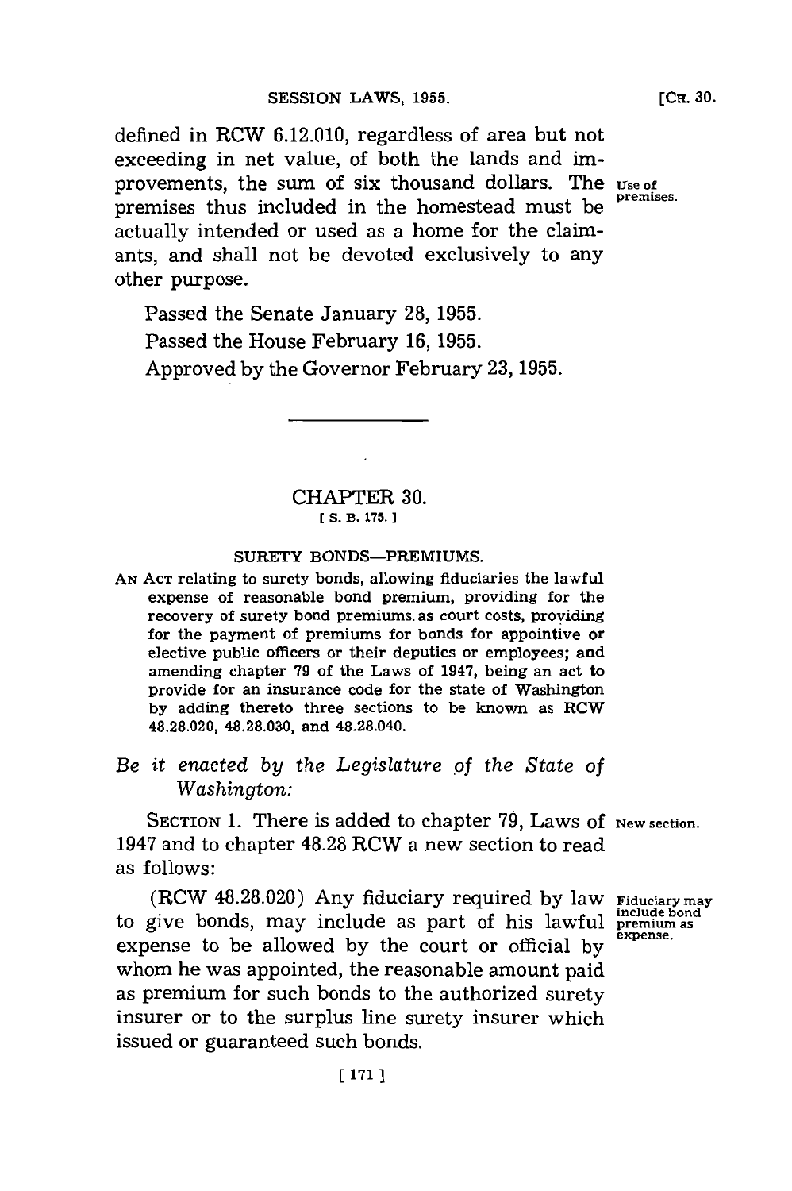defined in RCW 6.12.010, regardless of area but not exceeding in net value, of both the lands and improvements, the sum of six thousand dollars. The premises thus included in the homestead must be actually intended or used as a home for the claimants, and shall not be devoted exclusively to any other purpose.

Use of premises.

Passed the Senate January 28, 1955.

Passed the House February 16, 1955.

Approved by the Governor February 23, 1955.

---

## CHAPTER 30.

[S. B. 175.]

### SURETY BONDS—PREMIUMS.

AN ACT relating to surety bonds, allowing fiduciaries the lawful expense of reasonable bond premium, providing for the recovery of surety bond premiums as court costs, providing for the payment of premiums for bonds for appointive or elective public officers or their deputies or employees; and amending chapter 79 of the Laws of 1947, being an act to provide for an insurance code for the state of Washington by adding thereto three sections to be known as RCW 48.28.020, 48.28.030, and 48.28.040.

*Be it enacted by the Legislature of the State of Washington:*

SECTION 1. There is added to chapter 79, Laws of 1947 and to chapter 48.28 RCW a new section to read as follows:

New section.

(RCW 48.28.020) Any fiduciary required by law to give bonds, may include as part of his lawful expense to be allowed by the court or official by whom he was appointed, the reasonable amount paid as premium for such bonds to the authorized surety insurer or to the surplus line surety insurer which issued or guaranteed such bonds.

Fiduciary may include bond premium as expense.